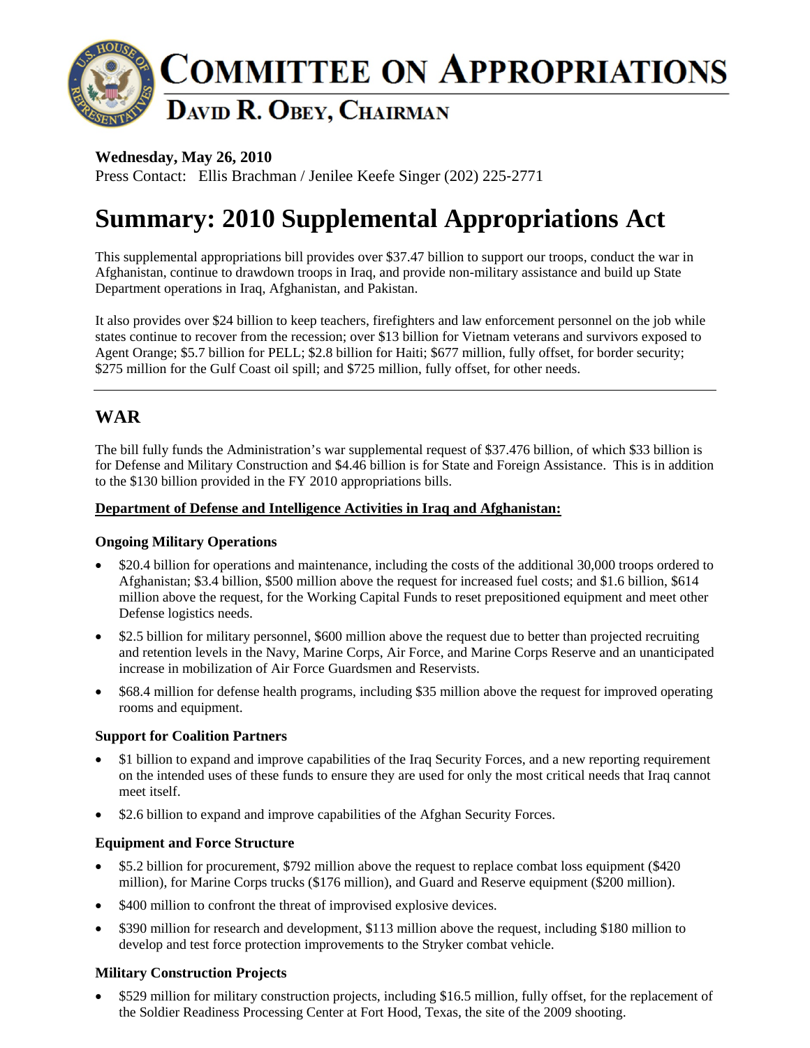# COMMITTEE ON APPROPRIATIONS

## DAVID R. OBEY, CHAIRMAN

**Wednesday, May 26, 2010**
Press Contact: Ellis Brachman / Jenilee Keefe Singer (202) 225-2771

# Summary: 2010 Supplemental Appropriations Act

This supplemental appropriations bill provides over $37.47 billion to support our troops, conduct the war in Afghanistan, continue to drawdown troops in Iraq, and provide non-military assistance and build up State Department operations in Iraq, Afghanistan, and Pakistan.

It also provides over $24 billion to keep teachers, firefighters and law enforcement personnel on the job while states continue to recover from the recession; over $13 billion for Vietnam veterans and survivors exposed to Agent Orange; $5.7 billion for PELL; $2.8 billion for Haiti; $677 million, fully offset, for border security; $275 million for the Gulf Coast oil spill; and $725 million, fully offset, for other needs.

---

## WAR

The bill fully funds the Administration's war supplemental request of $37.476 billion, of which $33 billion is for Defense and Military Construction and $4.46 billion is for State and Foreign Assistance. This is in addition to the $130 billion provided in the FY 2010 appropriations bills.

**Department of Defense and Intelligence Activities in Iraq and Afghanistan:**

### Ongoing Military Operations

- $20.4 billion for operations and maintenance, including the costs of the additional 30,000 troops ordered to Afghanistan; $3.4 billion, $500 million above the request for increased fuel costs; and $1.6 billion, $614 million above the request, for the Working Capital Funds to reset prepositioned equipment and meet other Defense logistics needs.
- $2.5 billion for military personnel, $600 million above the request due to better than projected recruiting and retention levels in the Navy, Marine Corps, Air Force, and Marine Corps Reserve and an unanticipated increase in mobilization of Air Force Guardsmen and Reservists.
- $68.4 million for defense health programs, including $35 million above the request for improved operating rooms and equipment.

### Support for Coalition Partners

- $1 billion to expand and improve capabilities of the Iraq Security Forces, and a new reporting requirement on the intended uses of these funds to ensure they are used for only the most critical needs that Iraq cannot meet itself.
- $2.6 billion to expand and improve capabilities of the Afghan Security Forces.

### Equipment and Force Structure

- $5.2 billion for procurement, $792 million above the request to replace combat loss equipment ($420 million), for Marine Corps trucks ($176 million), and Guard and Reserve equipment ($200 million).
- $400 million to confront the threat of improvised explosive devices.
- $390 million for research and development, $113 million above the request, including $180 million to develop and test force protection improvements to the Stryker combat vehicle.

### Military Construction Projects

- $529 million for military construction projects, including $16.5 million, fully offset, for the replacement of the Soldier Readiness Processing Center at Fort Hood, Texas, the site of the 2009 shooting.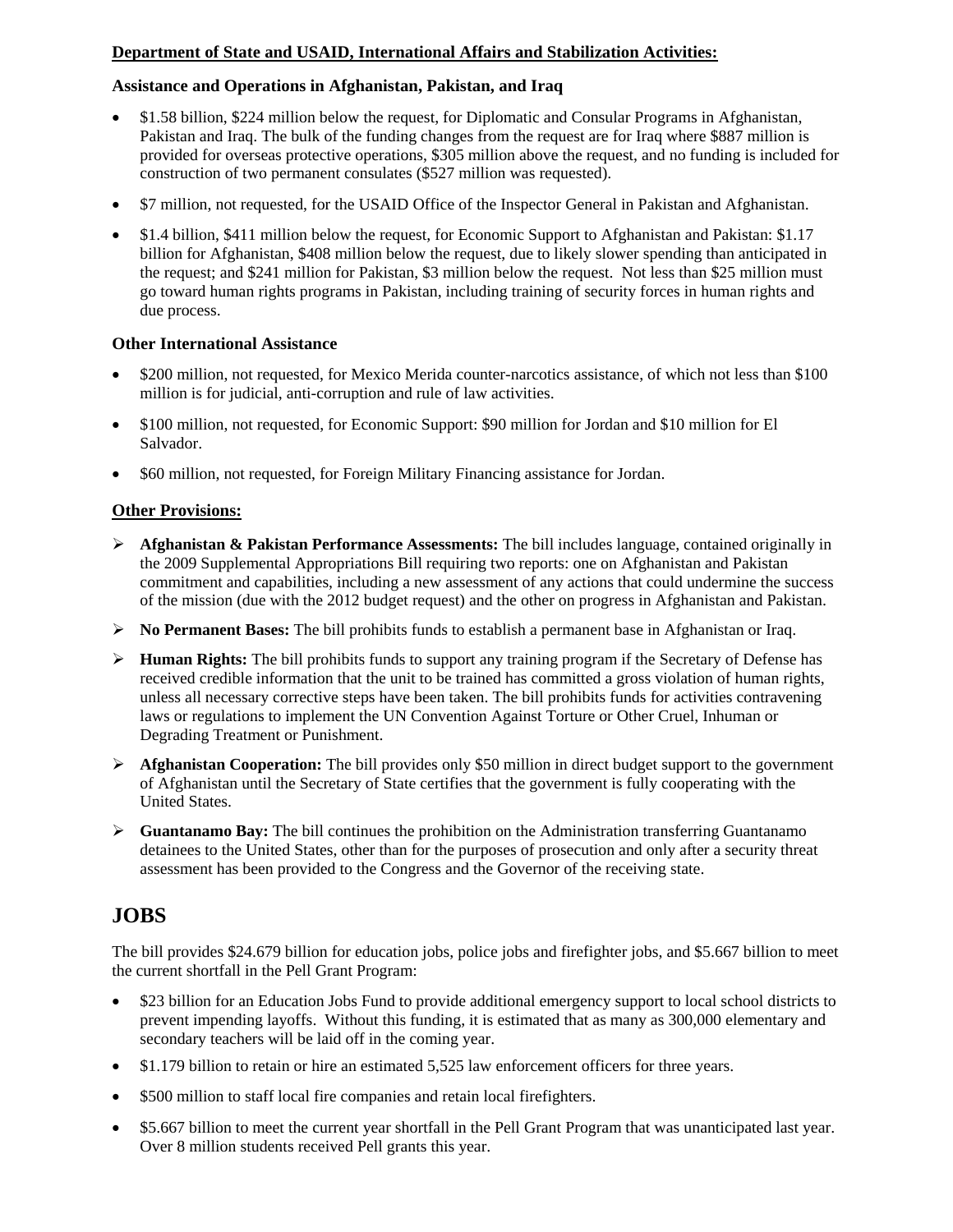**Department of State and USAID, International Affairs and Stabilization Activities:**

**Assistance and Operations in Afghanistan, Pakistan, and Iraq**

- $1.58 billion, $224 million below the request, for Diplomatic and Consular Programs in Afghanistan, Pakistan and Iraq. The bulk of the funding changes from the request are for Iraq where $887 million is provided for overseas protective operations, $305 million above the request, and no funding is included for construction of two permanent consulates ($527 million was requested).
- $7 million, not requested, for the USAID Office of the Inspector General in Pakistan and Afghanistan.
- $1.4 billion, $411 million below the request, for Economic Support to Afghanistan and Pakistan: $1.17 billion for Afghanistan, $408 million below the request, due to likely slower spending than anticipated in the request; and $241 million for Pakistan, $3 million below the request. Not less than $25 million must go toward human rights programs in Pakistan, including training of security forces in human rights and due process.

**Other International Assistance**

- $200 million, not requested, for Mexico Merida counter-narcotics assistance, of which not less than $100 million is for judicial, anti-corruption and rule of law activities.
- $100 million, not requested, for Economic Support: $90 million for Jordan and $10 million for El Salvador.
- $60 million, not requested, for Foreign Military Financing assistance for Jordan.

**Other Provisions:**

- **Afghanistan & Pakistan Performance Assessments:** The bill includes language, contained originally in the 2009 Supplemental Appropriations Bill requiring two reports: one on Afghanistan and Pakistan commitment and capabilities, including a new assessment of any actions that could undermine the success of the mission (due with the 2012 budget request) and the other on progress in Afghanistan and Pakistan.
- **No Permanent Bases:** The bill prohibits funds to establish a permanent base in Afghanistan or Iraq.
- **Human Rights:** The bill prohibits funds to support any training program if the Secretary of Defense has received credible information that the unit to be trained has committed a gross violation of human rights, unless all necessary corrective steps have been taken. The bill prohibits funds for activities contravening laws or regulations to implement the UN Convention Against Torture or Other Cruel, Inhuman or Degrading Treatment or Punishment.
- **Afghanistan Cooperation:** The bill provides only $50 million in direct budget support to the government of Afghanistan until the Secretary of State certifies that the government is fully cooperating with the United States.
- **Guantanamo Bay:** The bill continues the prohibition on the Administration transferring Guantanamo detainees to the United States, other than for the purposes of prosecution and only after a security threat assessment has been provided to the Congress and the Governor of the receiving state.

# JOBS

The bill provides $24.679 billion for education jobs, police jobs and firefighter jobs, and $5.667 billion to meet the current shortfall in the Pell Grant Program:

- $23 billion for an Education Jobs Fund to provide additional emergency support to local school districts to prevent impending layoffs. Without this funding, it is estimated that as many as 300,000 elementary and secondary teachers will be laid off in the coming year.
- $1.179 billion to retain or hire an estimated 5,525 law enforcement officers for three years.
- $500 million to staff local fire companies and retain local firefighters.
- $5.667 billion to meet the current year shortfall in the Pell Grant Program that was unanticipated last year. Over 8 million students received Pell grants this year.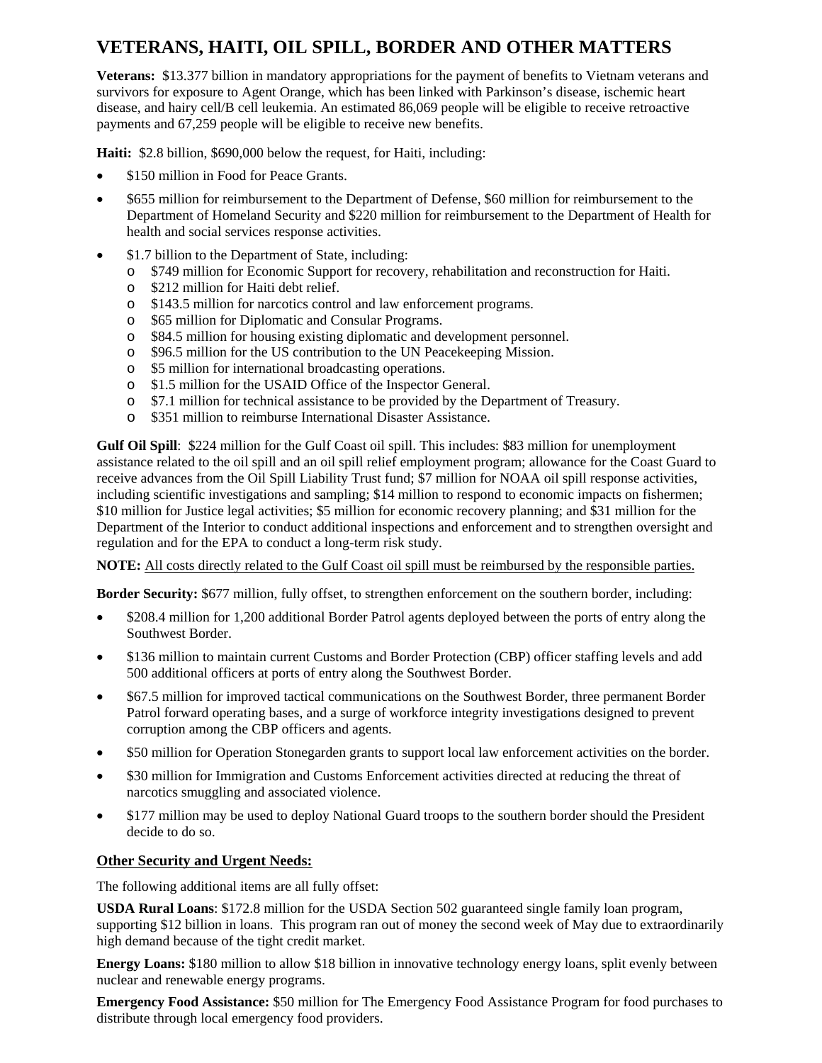# VETERANS, HAITI, OIL SPILL, BORDER AND OTHER MATTERS

**Veterans:** $13.377 billion in mandatory appropriations for the payment of benefits to Vietnam veterans and survivors for exposure to Agent Orange, which has been linked with Parkinson's disease, ischemic heart disease, and hairy cell/B cell leukemia. An estimated 86,069 people will be eligible to receive retroactive payments and 67,259 people will be eligible to receive new benefits.

**Haiti:** $2.8 billion, $690,000 below the request, for Haiti, including:

- $150 million in Food for Peace Grants.
- $655 million for reimbursement to the Department of Defense, $60 million for reimbursement to the Department of Homeland Security and $220 million for reimbursement to the Department of Health for health and social services response activities.
- $1.7 billion to the Department of State, including:
  - $749 million for Economic Support for recovery, rehabilitation and reconstruction for Haiti.
  - $212 million for Haiti debt relief.
  - $143.5 million for narcotics control and law enforcement programs.
  - $65 million for Diplomatic and Consular Programs.
  - $84.5 million for housing existing diplomatic and development personnel.
  - $96.5 million for the US contribution to the UN Peacekeeping Mission.
  - $5 million for international broadcasting operations.
  - $1.5 million for the USAID Office of the Inspector General.
  - $7.1 million for technical assistance to be provided by the Department of Treasury.
  - $351 million to reimburse International Disaster Assistance.

**Gulf Oil Spill**: $224 million for the Gulf Coast oil spill. This includes: $83 million for unemployment assistance related to the oil spill and an oil spill relief employment program; allowance for the Coast Guard to receive advances from the Oil Spill Liability Trust fund; $7 million for NOAA oil spill response activities, including scientific investigations and sampling; $14 million to respond to economic impacts on fishermen; $10 million for Justice legal activities; $5 million for economic recovery planning; and $31 million for the Department of the Interior to conduct additional inspections and enforcement and to strengthen oversight and regulation and for the EPA to conduct a long-term risk study.

**NOTE:** <u>All costs directly related to the Gulf Coast oil spill must be reimbursed by the responsible parties.</u>

**Border Security:** $677 million, fully offset, to strengthen enforcement on the southern border, including:

- $208.4 million for 1,200 additional Border Patrol agents deployed between the ports of entry along the Southwest Border.
- $136 million to maintain current Customs and Border Protection (CBP) officer staffing levels and add 500 additional officers at ports of entry along the Southwest Border.
- $67.5 million for improved tactical communications on the Southwest Border, three permanent Border Patrol forward operating bases, and a surge of workforce integrity investigations designed to prevent corruption among the CBP officers and agents.
- $50 million for Operation Stonegarden grants to support local law enforcement activities on the border.
- $30 million for Immigration and Customs Enforcement activities directed at reducing the threat of narcotics smuggling and associated violence.
- $177 million may be used to deploy National Guard troops to the southern border should the President decide to do so.

## <u>Other Security and Urgent Needs:</u>

The following additional items are all fully offset:

**USDA Rural Loans**: $172.8 million for the USDA Section 502 guaranteed single family loan program, supporting $12 billion in loans. This program ran out of money the second week of May due to extraordinarily high demand because of the tight credit market.

**Energy Loans:** $180 million to allow $18 billion in innovative technology energy loans, split evenly between nuclear and renewable energy programs.

**Emergency Food Assistance:** $50 million for The Emergency Food Assistance Program for food purchases to distribute through local emergency food providers.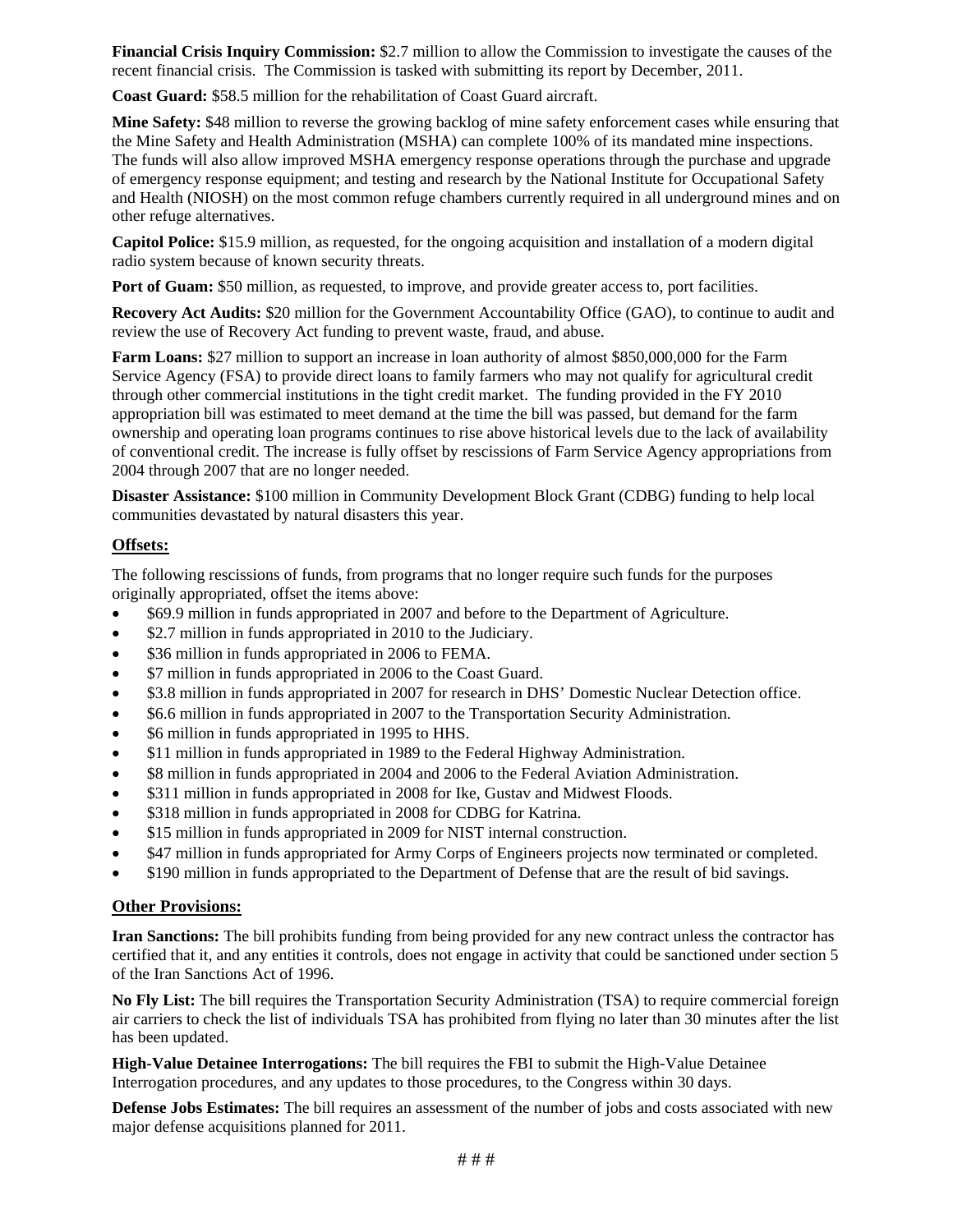**Financial Crisis Inquiry Commission:** $2.7 million to allow the Commission to investigate the causes of the recent financial crisis. The Commission is tasked with submitting its report by December, 2011.

**Coast Guard:** $58.5 million for the rehabilitation of Coast Guard aircraft.

**Mine Safety:** $48 million to reverse the growing backlog of mine safety enforcement cases while ensuring that the Mine Safety and Health Administration (MSHA) can complete 100% of its mandated mine inspections. The funds will also allow improved MSHA emergency response operations through the purchase and upgrade of emergency response equipment; and testing and research by the National Institute for Occupational Safety and Health (NIOSH) on the most common refuge chambers currently required in all underground mines and on other refuge alternatives.

**Capitol Police:** $15.9 million, as requested, for the ongoing acquisition and installation of a modern digital radio system because of known security threats.

**Port of Guam:** $50 million, as requested, to improve, and provide greater access to, port facilities.

**Recovery Act Audits:** $20 million for the Government Accountability Office (GAO), to continue to audit and review the use of Recovery Act funding to prevent waste, fraud, and abuse.

**Farm Loans:** $27 million to support an increase in loan authority of almost $850,000,000 for the Farm Service Agency (FSA) to provide direct loans to family farmers who may not qualify for agricultural credit through other commercial institutions in the tight credit market. The funding provided in the FY 2010 appropriation bill was estimated to meet demand at the time the bill was passed, but demand for the farm ownership and operating loan programs continues to rise above historical levels due to the lack of availability of conventional credit. The increase is fully offset by rescissions of Farm Service Agency appropriations from 2004 through 2007 that are no longer needed.

**Disaster Assistance:** $100 million in Community Development Block Grant (CDBG) funding to help local communities devastated by natural disasters this year.

## Offsets:

The following rescissions of funds, from programs that no longer require such funds for the purposes originally appropriated, offset the items above:

- $69.9 million in funds appropriated in 2007 and before to the Department of Agriculture.
- $2.7 million in funds appropriated in 2010 to the Judiciary.
- $36 million in funds appropriated in 2006 to FEMA.
- $7 million in funds appropriated in 2006 to the Coast Guard.
- $3.8 million in funds appropriated in 2007 for research in DHS' Domestic Nuclear Detection office.
- $6.6 million in funds appropriated in 2007 to the Transportation Security Administration.
- $6 million in funds appropriated in 1995 to HHS.
- $11 million in funds appropriated in 1989 to the Federal Highway Administration.
- $8 million in funds appropriated in 2004 and 2006 to the Federal Aviation Administration.
- $311 million in funds appropriated in 2008 for Ike, Gustav and Midwest Floods.
- $318 million in funds appropriated in 2008 for CDBG for Katrina.
- $15 million in funds appropriated in 2009 for NIST internal construction.
- $47 million in funds appropriated for Army Corps of Engineers projects now terminated or completed.
- $190 million in funds appropriated to the Department of Defense that are the result of bid savings.

## Other Provisions:

**Iran Sanctions:** The bill prohibits funding from being provided for any new contract unless the contractor has certified that it, and any entities it controls, does not engage in activity that could be sanctioned under section 5 of the Iran Sanctions Act of 1996.

**No Fly List:** The bill requires the Transportation Security Administration (TSA) to require commercial foreign air carriers to check the list of individuals TSA has prohibited from flying no later than 30 minutes after the list has been updated.

**High-Value Detainee Interrogations:** The bill requires the FBI to submit the High-Value Detainee Interrogation procedures, and any updates to those procedures, to the Congress within 30 days.

**Defense Jobs Estimates:** The bill requires an assessment of the number of jobs and costs associated with new major defense acquisitions planned for 2011.

# # #